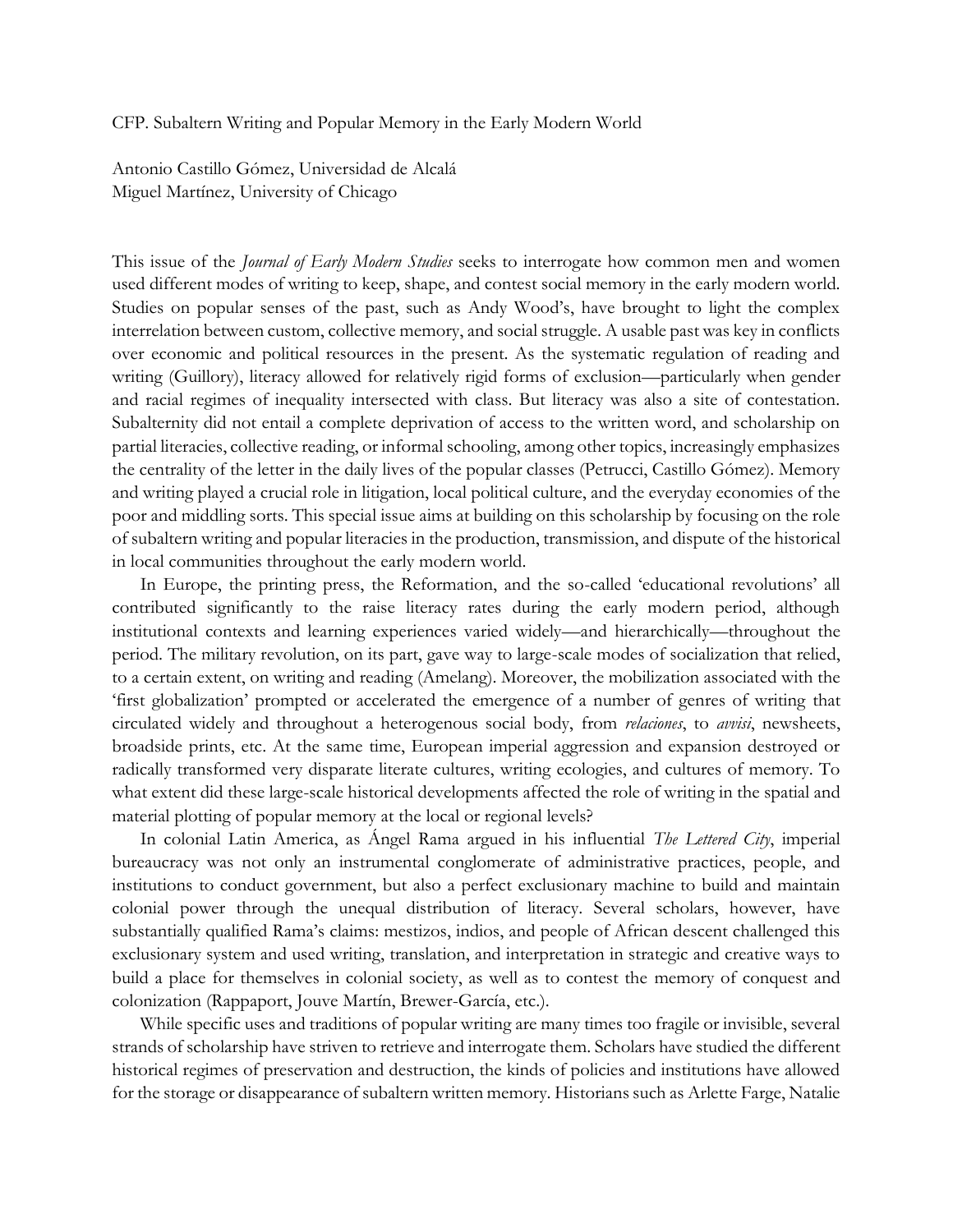CFP. Subaltern Writing and Popular Memory in the Early Modern World

Antonio Castillo Gómez, Universidad de Alcalá
Miguel Martínez, University of Chicago

This issue of the *Journal of Early Modern Studies* seeks to interrogate how common men and women used different modes of writing to keep, shape, and contest social memory in the early modern world. Studies on popular senses of the past, such as Andy Wood's, have brought to light the complex interrelation between custom, collective memory, and social struggle. A usable past was key in conflicts over economic and political resources in the present. As the systematic regulation of reading and writing (Guillory), literacy allowed for relatively rigid forms of exclusion—particularly when gender and racial regimes of inequality intersected with class. But literacy was also a site of contestation. Subalternity did not entail a complete deprivation of access to the written word, and scholarship on partial literacies, collective reading, or informal schooling, among other topics, increasingly emphasizes the centrality of the letter in the daily lives of the popular classes (Petrucci, Castillo Gómez). Memory and writing played a crucial role in litigation, local political culture, and the everyday economies of the poor and middling sorts. This special issue aims at building on this scholarship by focusing on the role of subaltern writing and popular literacies in the production, transmission, and dispute of the historical in local communities throughout the early modern world.

In Europe, the printing press, the Reformation, and the so-called 'educational revolutions' all contributed significantly to the raise literacy rates during the early modern period, although institutional contexts and learning experiences varied widely—and hierarchically—throughout the period. The military revolution, on its part, gave way to large-scale modes of socialization that relied, to a certain extent, on writing and reading (Amelang). Moreover, the mobilization associated with the 'first globalization' prompted or accelerated the emergence of a number of genres of writing that circulated widely and throughout a heterogenous social body, from *relaciones*, to *avvisi*, newsheets, broadside prints, etc. At the same time, European imperial aggression and expansion destroyed or radically transformed very disparate literate cultures, writing ecologies, and cultures of memory. To what extent did these large-scale historical developments affected the role of writing in the spatial and material plotting of popular memory at the local or regional levels?

In colonial Latin America, as Ángel Rama argued in his influential *The Lettered City*, imperial bureaucracy was not only an instrumental conglomerate of administrative practices, people, and institutions to conduct government, but also a perfect exclusionary machine to build and maintain colonial power through the unequal distribution of literacy. Several scholars, however, have substantially qualified Rama's claims: mestizos, indios, and people of African descent challenged this exclusionary system and used writing, translation, and interpretation in strategic and creative ways to build a place for themselves in colonial society, as well as to contest the memory of conquest and colonization (Rappaport, Jouve Martín, Brewer-García, etc.).

While specific uses and traditions of popular writing are many times too fragile or invisible, several strands of scholarship have striven to retrieve and interrogate them. Scholars have studied the different historical regimes of preservation and destruction, the kinds of policies and institutions have allowed for the storage or disappearance of subaltern written memory. Historians such as Arlette Farge, Natalie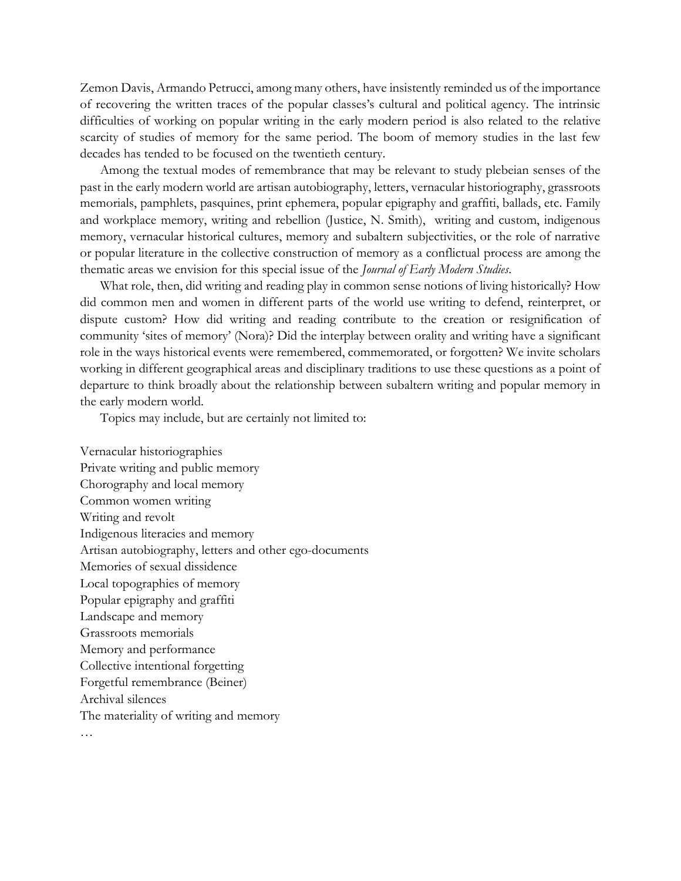Zemon Davis, Armando Petrucci, among many others, have insistently reminded us of the importance of recovering the written traces of the popular classes's cultural and political agency. The intrinsic difficulties of working on popular writing in the early modern period is also related to the relative scarcity of studies of memory for the same period. The boom of memory studies in the last few decades has tended to be focused on the twentieth century.

Among the textual modes of remembrance that may be relevant to study plebeian senses of the past in the early modern world are artisan autobiography, letters, vernacular historiography, grassroots memorials, pamphlets, pasquines, print ephemera, popular epigraphy and graffiti, ballads, etc. Family and workplace memory, writing and rebellion (Justice, N. Smith), writing and custom, indigenous memory, vernacular historical cultures, memory and subaltern subjectivities, or the role of narrative or popular literature in the collective construction of memory as a conflictual process are among the thematic areas we envision for this special issue of the *Journal of Early Modern Studies*.

What role, then, did writing and reading play in common sense notions of living historically? How did common men and women in different parts of the world use writing to defend, reinterpret, or dispute custom? How did writing and reading contribute to the creation or resignification of community 'sites of memory' (Nora)? Did the interplay between orality and writing have a significant role in the ways historical events were remembered, commemorated, or forgotten? We invite scholars working in different geographical areas and disciplinary traditions to use these questions as a point of departure to think broadly about the relationship between subaltern writing and popular memory in the early modern world.

Topics may include, but are certainly not limited to:

Vernacular historiographies
Private writing and public memory
Chorography and local memory
Common women writing
Writing and revolt
Indigenous literacies and memory
Artisan autobiography, letters and other ego-documents
Memories of sexual dissidence
Local topographies of memory
Popular epigraphy and graffiti
Landscape and memory
Grassroots memorials
Memory and performance
Collective intentional forgetting
Forgetful remembrance (Beiner)
Archival silences
The materiality of writing and memory
…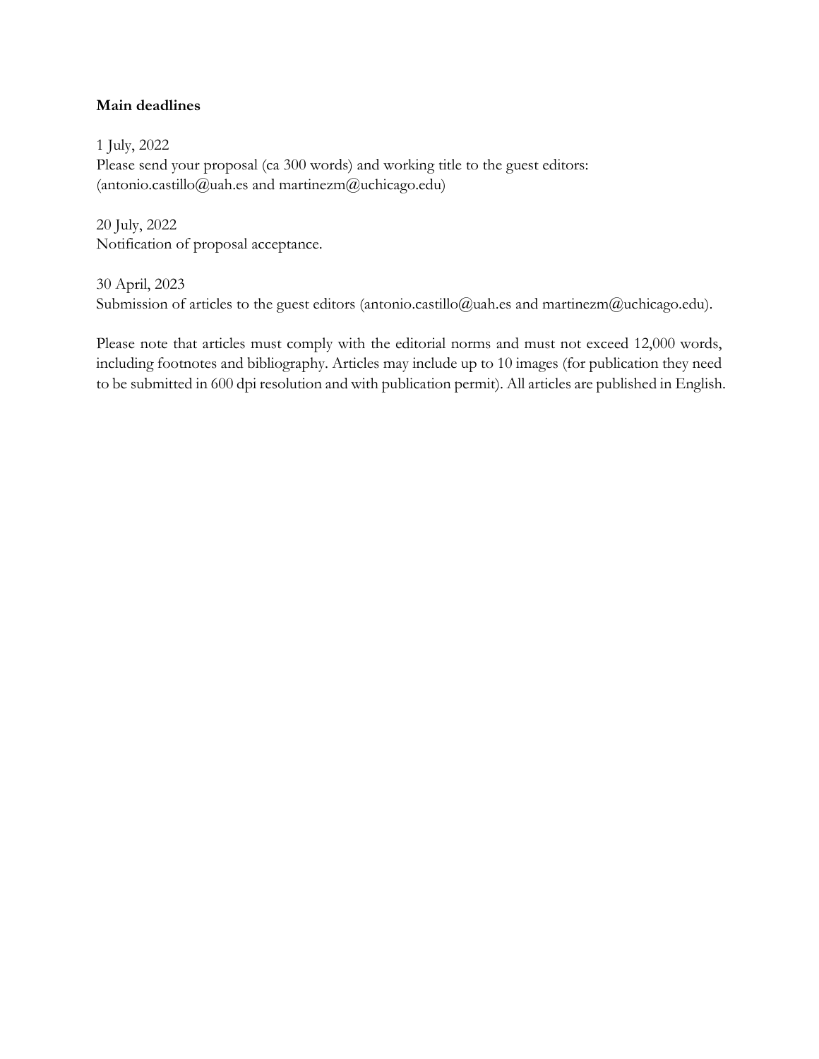**Main deadlines**

1 July, 2022
Please send your proposal (ca 300 words) and working title to the guest editors: (antonio.castillo@uah.es and martinezm@uchicago.edu)

20 July, 2022
Notification of proposal acceptance.

30 April, 2023
Submission of articles to the guest editors (antonio.castillo@uah.es and martinezm@uchicago.edu).

Please note that articles must comply with the editorial norms and must not exceed 12,000 words, including footnotes and bibliography. Articles may include up to 10 images (for publication they need to be submitted in 600 dpi resolution and with publication permit). All articles are published in English.